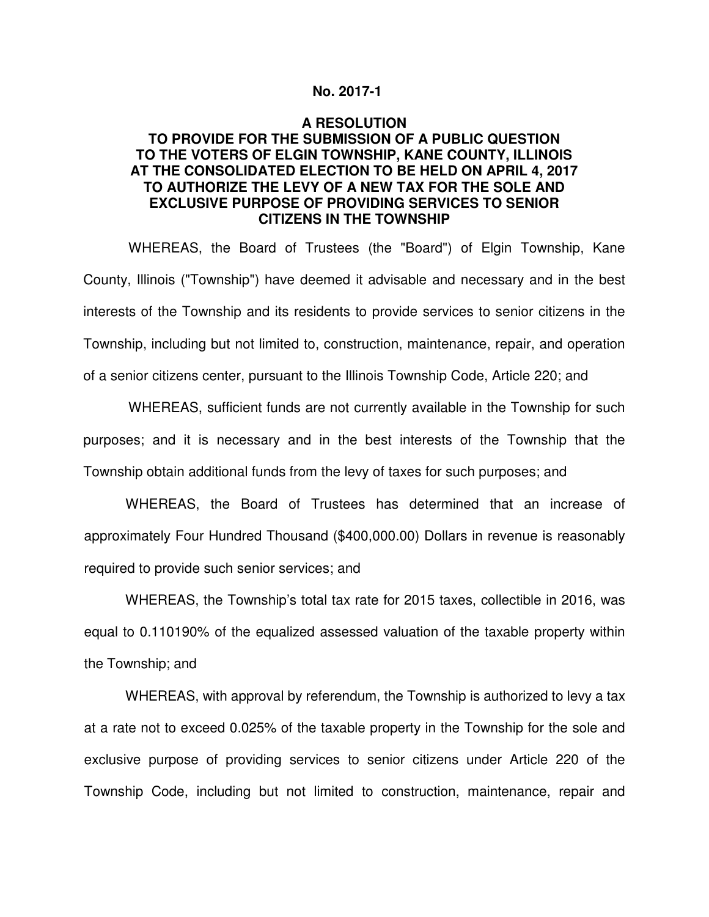**No. 2017-1**

**A RESOLUTION**
**TO PROVIDE FOR THE SUBMISSION OF A PUBLIC QUESTION TO THE VOTERS OF ELGIN TOWNSHIP, KANE COUNTY, ILLINOIS AT THE CONSOLIDATED ELECTION TO BE HELD ON APRIL 4, 2017 TO AUTHORIZE THE LEVY OF A NEW TAX FOR THE SOLE AND EXCLUSIVE PURPOSE OF PROVIDING SERVICES TO SENIOR CITIZENS IN THE TOWNSHIP**

WHEREAS, the Board of Trustees (the "Board") of Elgin Township, Kane County, Illinois ("Township") have deemed it advisable and necessary and in the best interests of the Township and its residents to provide services to senior citizens in the Township, including but not limited to, construction, maintenance, repair, and operation of a senior citizens center, pursuant to the Illinois Township Code, Article 220; and

WHEREAS, sufficient funds are not currently available in the Township for such purposes; and it is necessary and in the best interests of the Township that the Township obtain additional funds from the levy of taxes for such purposes; and

WHEREAS, the Board of Trustees has determined that an increase of approximately Four Hundred Thousand ($400,000.00) Dollars in revenue is reasonably required to provide such senior services; and

WHEREAS, the Township's total tax rate for 2015 taxes, collectible in 2016, was equal to 0.110190% of the equalized assessed valuation of the taxable property within the Township; and

WHEREAS, with approval by referendum, the Township is authorized to levy a tax at a rate not to exceed 0.025% of the taxable property in the Township for the sole and exclusive purpose of providing services to senior citizens under Article 220 of the Township Code, including but not limited to construction, maintenance, repair and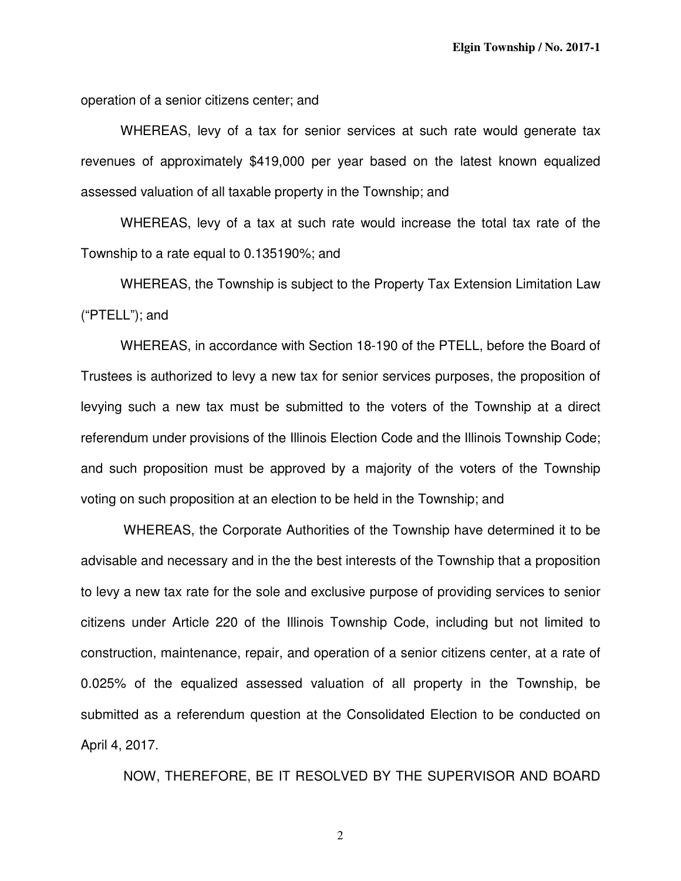operation of a senior citizens center; and

WHEREAS, levy of a tax for senior services at such rate would generate tax revenues of approximately $419,000 per year based on the latest known equalized assessed valuation of all taxable property in the Township; and

WHEREAS, levy of a tax at such rate would increase the total tax rate of the Township to a rate equal to 0.135190%; and

WHEREAS, the Township is subject to the Property Tax Extension Limitation Law ("PTELL"); and

WHEREAS, in accordance with Section 18-190 of the PTELL, before the Board of Trustees is authorized to levy a new tax for senior services purposes, the proposition of levying such a new tax must be submitted to the voters of the Township at a direct referendum under provisions of the Illinois Election Code and the Illinois Township Code; and such proposition must be approved by a majority of the voters of the Township voting on such proposition at an election to be held in the Township; and

WHEREAS, the Corporate Authorities of the Township have determined it to be advisable and necessary and in the the best interests of the Township that a proposition to levy a new tax rate for the sole and exclusive purpose of providing services to senior citizens under Article 220 of the Illinois Township Code, including but not limited to construction, maintenance, repair, and operation of a senior citizens center, at a rate of 0.025% of the equalized assessed valuation of all property in the Township, be submitted as a referendum question at the Consolidated Election to be conducted on April 4, 2017.

NOW, THEREFORE, BE IT RESOLVED BY THE SUPERVISOR AND BOARD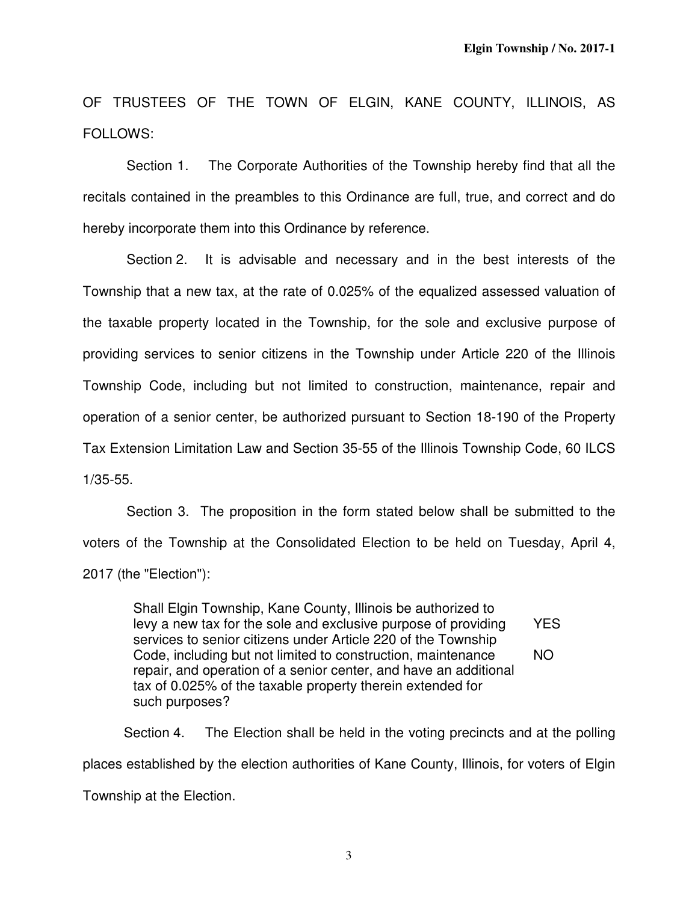OF TRUSTEES OF THE TOWN OF ELGIN, KANE COUNTY, ILLINOIS, AS FOLLOWS:

Section 1. The Corporate Authorities of the Township hereby find that all the recitals contained in the preambles to this Ordinance are full, true, and correct and do hereby incorporate them into this Ordinance by reference.

Section 2. It is advisable and necessary and in the best interests of the Township that a new tax, at the rate of 0.025% of the equalized assessed valuation of the taxable property located in the Township, for the sole and exclusive purpose of providing services to senior citizens in the Township under Article 220 of the Illinois Township Code, including but not limited to construction, maintenance, repair and operation of a senior center, be authorized pursuant to Section 18-190 of the Property Tax Extension Limitation Law and Section 35-55 of the Illinois Township Code, 60 ILCS 1/35-55.

Section 3. The proposition in the form stated below shall be submitted to the voters of the Township at the Consolidated Election to be held on Tuesday, April 4, 2017 (the "Election"):

| | |
|---|---|
| Shall Elgin Township, Kane County, Illinois be authorized to levy a new tax for the sole and exclusive purpose of providing services to senior citizens under Article 220 of the Township Code, including but not limited to construction, maintenance repair, and operation of a senior center, and have an additional tax of 0.025% of the taxable property therein extended for such purposes? | YES<br><br>NO |

Section 4. The Election shall be held in the voting precincts and at the polling places established by the election authorities of Kane County, Illinois, for voters of Elgin Township at the Election.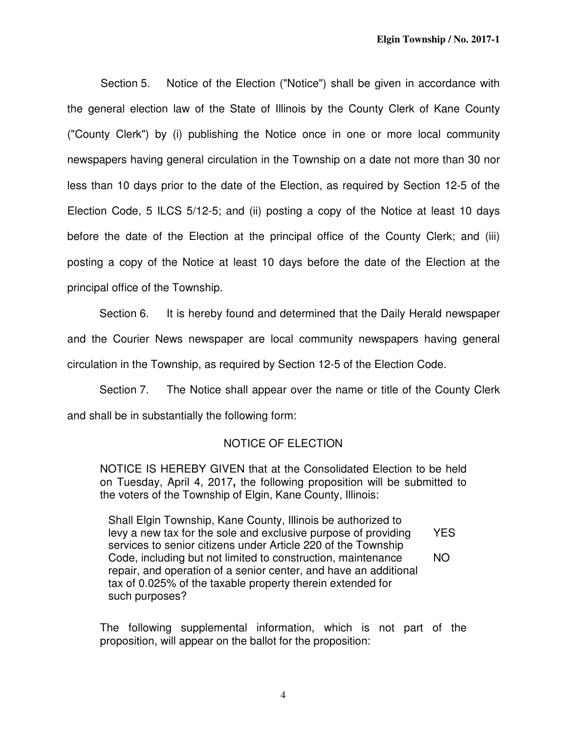Section 5. Notice of the Election ("Notice") shall be given in accordance with the general election law of the State of Illinois by the County Clerk of Kane County ("County Clerk") by (i) publishing the Notice once in one or more local community newspapers having general circulation in the Township on a date not more than 30 nor less than 10 days prior to the date of the Election, as required by Section 12-5 of the Election Code, 5 ILCS 5/12-5; and (ii) posting a copy of the Notice at least 10 days before the date of the Election at the principal office of the County Clerk; and (iii) posting a copy of the Notice at least 10 days before the date of the Election at the principal office of the Township.

Section 6. It is hereby found and determined that the Daily Herald newspaper and the Courier News newspaper are local community newspapers having general circulation in the Township, as required by Section 12-5 of the Election Code.

Section 7. The Notice shall appear over the name or title of the County Clerk and shall be in substantially the following form:

NOTICE OF ELECTION

NOTICE IS HEREBY GIVEN that at the Consolidated Election to be held on Tuesday, April 4, 2017**,** the following proposition will be submitted to the voters of the Township of Elgin, Kane County, Illinois:

| | |
|---|---|
| Shall Elgin Township, Kane County, Illinois be authorized to levy a new tax for the sole and exclusive purpose of providing services to senior citizens under Article 220 of the Township Code, including but not limited to construction, maintenance repair, and operation of a senior center, and have an additional tax of 0.025% of the taxable property therein extended for such purposes? | YES<br><br>NO |

The following supplemental information, which is not part of the proposition, will appear on the ballot for the proposition: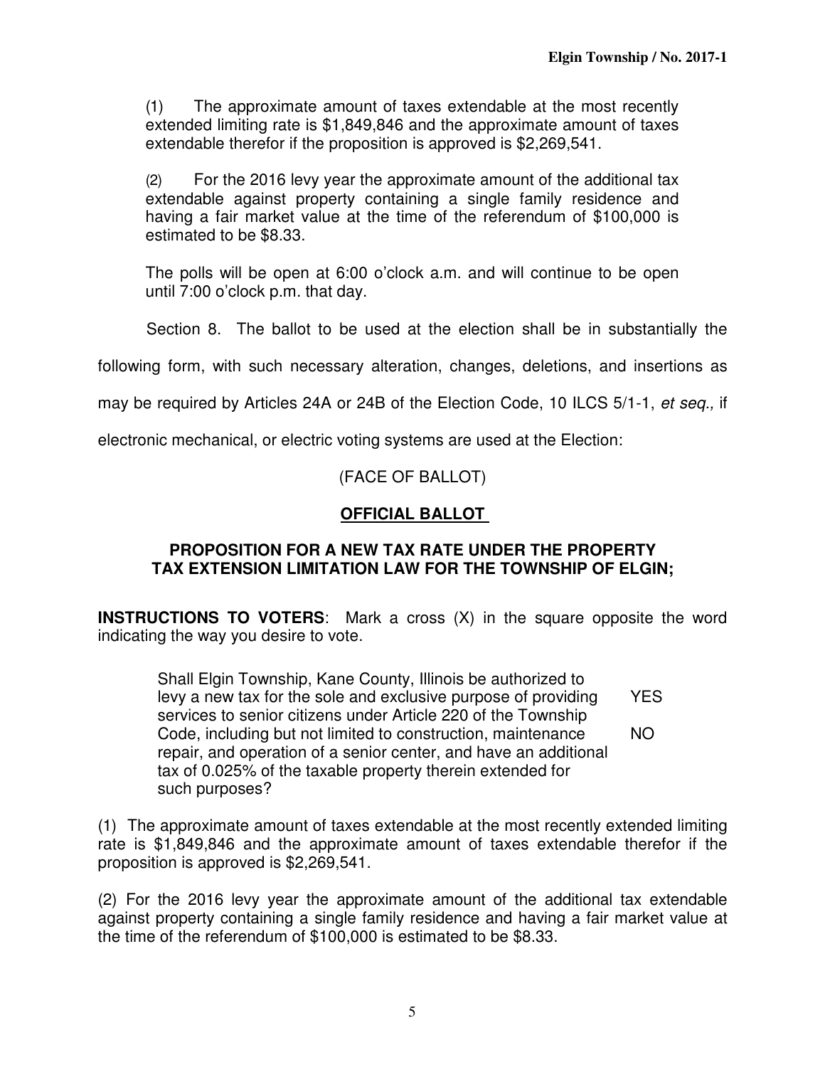(1) The approximate amount of taxes extendable at the most recently extended limiting rate is $1,849,846 and the approximate amount of taxes extendable therefor if the proposition is approved is $2,269,541.

(2) For the 2016 levy year the approximate amount of the additional tax extendable against property containing a single family residence and having a fair market value at the time of the referendum of $100,000 is estimated to be $8.33.

The polls will be open at 6:00 o'clock a.m. and will continue to be open until 7:00 o'clock p.m. that day.

Section 8. The ballot to be used at the election shall be in substantially the following form, with such necessary alteration, changes, deletions, and insertions as may be required by Articles 24A or 24B of the Election Code, 10 ILCS 5/1-1, *et seq.,* if electronic mechanical, or electric voting systems are used at the Election:

(FACE OF BALLOT)

**OFFICIAL BALLOT**

**PROPOSITION FOR A NEW TAX RATE UNDER THE PROPERTY TAX EXTENSION LIMITATION LAW FOR THE TOWNSHIP OF ELGIN;**

**INSTRUCTIONS TO VOTERS**: Mark a cross (X) in the square opposite the word indicating the way you desire to vote.

| | |
|---|---|
| Shall Elgin Township, Kane County, Illinois be authorized to levy a new tax for the sole and exclusive purpose of providing services to senior citizens under Article 220 of the Township Code, including but not limited to construction, maintenance repair, and operation of a senior center, and have an additional tax of 0.025% of the taxable property therein extended for such purposes? | YES<br><br>NO |

(1) The approximate amount of taxes extendable at the most recently extended limiting rate is $1,849,846 and the approximate amount of taxes extendable therefor if the proposition is approved is $2,269,541.

(2) For the 2016 levy year the approximate amount of the additional tax extendable against property containing a single family residence and having a fair market value at the time of the referendum of $100,000 is estimated to be $8.33.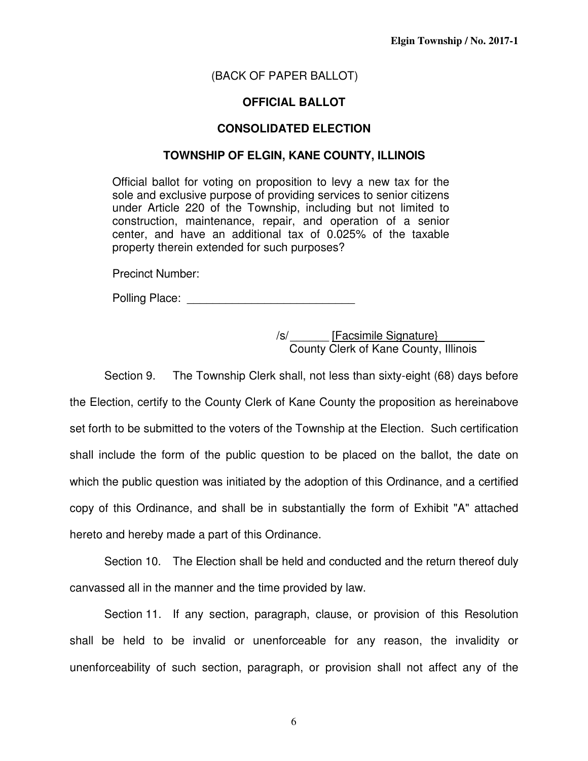(BACK OF PAPER BALLOT)

**OFFICIAL BALLOT**

**CONSOLIDATED ELECTION**

**TOWNSHIP OF ELGIN, KANE COUNTY, ILLINOIS**

Official ballot for voting on proposition to levy a new tax for the sole and exclusive purpose of providing services to senior citizens under Article 220 of the Township, including but not limited to construction, maintenance, repair, and operation of a senior center, and have an additional tax of 0.025% of the taxable property therein extended for such purposes?

Precinct Number:

Polling Place: ___________________________

/s/______ [Facsimile Signature}
County Clerk of Kane County, Illinois

Section 9. The Township Clerk shall, not less than sixty-eight (68) days before the Election, certify to the County Clerk of Kane County the proposition as hereinabove set forth to be submitted to the voters of the Township at the Election. Such certification shall include the form of the public question to be placed on the ballot, the date on which the public question was initiated by the adoption of this Ordinance, and a certified copy of this Ordinance, and shall be in substantially the form of Exhibit "A" attached hereto and hereby made a part of this Ordinance.

Section 10. The Election shall be held and conducted and the return thereof duly canvassed all in the manner and the time provided by law.

Section 11. If any section, paragraph, clause, or provision of this Resolution shall be held to be invalid or unenforceable for any reason, the invalidity or unenforceability of such section, paragraph, or provision shall not affect any of the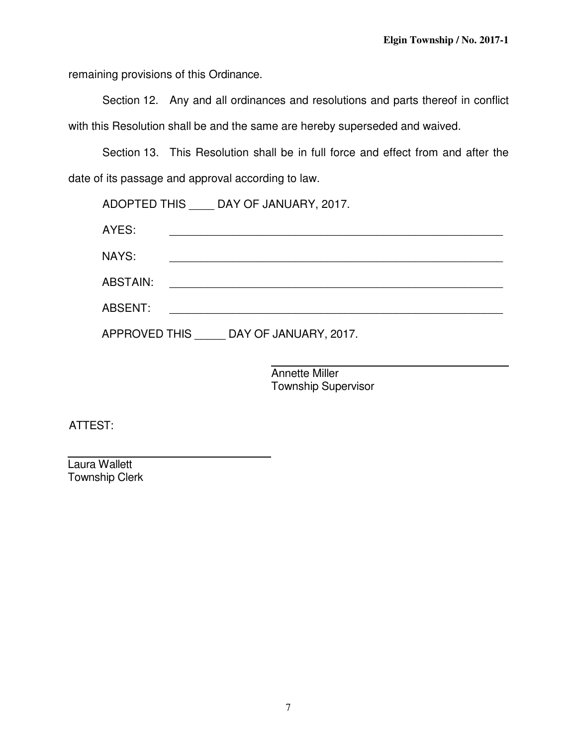remaining provisions of this Ordinance.

Section 12. Any and all ordinances and resolutions and parts thereof in conflict with this Resolution shall be and the same are hereby superseded and waived.

Section 13. This Resolution shall be in full force and effect from and after the date of its passage and approval according to law.

ADOPTED THIS ____ DAY OF JANUARY, 2017.

AYES: ________________________________________________________

NAYS: ________________________________________________________

ABSTAIN: ________________________________________________________

ABSENT: ________________________________________________________

APPROVED THIS _____ DAY OF JANUARY, 2017.

________________________________________
Annette Miller
Township Supervisor

ATTEST:

________________________________________
Laura Wallett
Township Clerk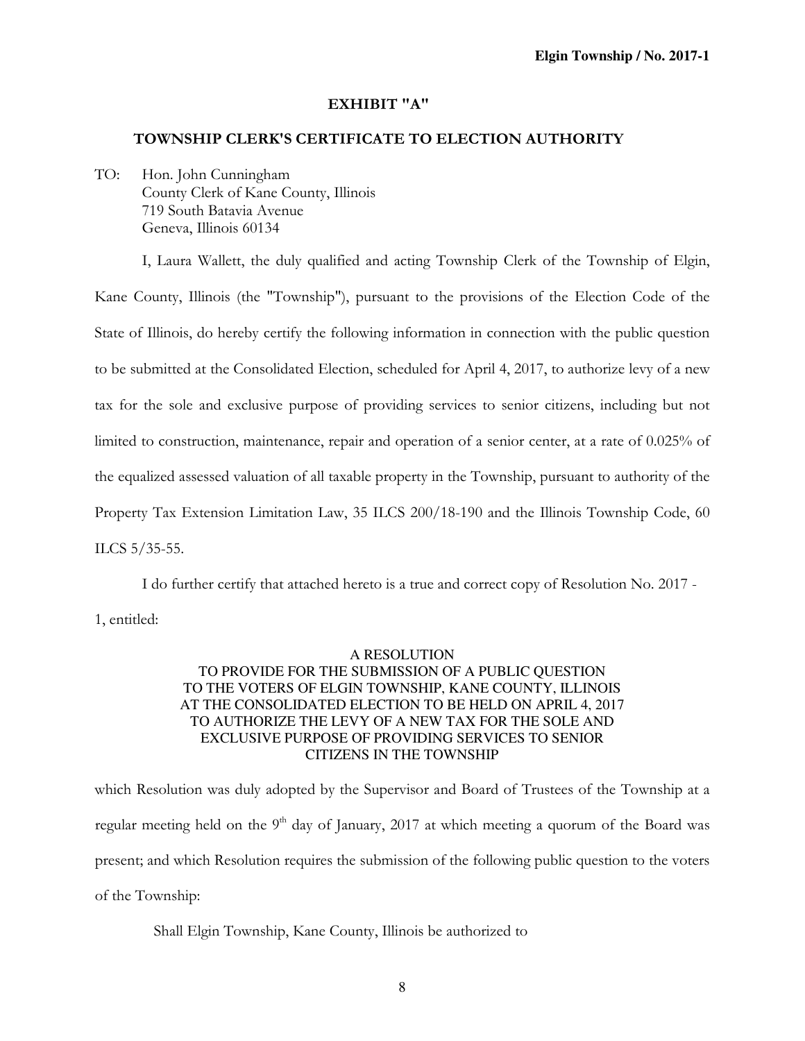**EXHIBIT "A"**

**TOWNSHIP CLERK'S CERTIFICATE TO ELECTION AUTHORITY**

TO: Hon. John Cunningham
County Clerk of Kane County, Illinois
719 South Batavia Avenue
Geneva, Illinois 60134

I, Laura Wallett, the duly qualified and acting Township Clerk of the Township of Elgin, Kane County, Illinois (the "Township"), pursuant to the provisions of the Election Code of the State of Illinois, do hereby certify the following information in connection with the public question to be submitted at the Consolidated Election, scheduled for April 4, 2017, to authorize levy of a new tax for the sole and exclusive purpose of providing services to senior citizens, including but not limited to construction, maintenance, repair and operation of a senior center, at a rate of 0.025% of the equalized assessed valuation of all taxable property in the Township, pursuant to authority of the Property Tax Extension Limitation Law, 35 ILCS 200/18-190 and the Illinois Township Code, 60 ILCS 5/35-55.

I do further certify that attached hereto is a true and correct copy of Resolution No. 2017 - 1, entitled:

A RESOLUTION
TO PROVIDE FOR THE SUBMISSION OF A PUBLIC QUESTION
TO THE VOTERS OF ELGIN TOWNSHIP, KANE COUNTY, ILLINOIS
AT THE CONSOLIDATED ELECTION TO BE HELD ON APRIL 4, 2017
TO AUTHORIZE THE LEVY OF A NEW TAX FOR THE SOLE AND
EXCLUSIVE PURPOSE OF PROVIDING SERVICES TO SENIOR
CITIZENS IN THE TOWNSHIP

which Resolution was duly adopted by the Supervisor and Board of Trustees of the Township at a regular meeting held on the 9th day of January, 2017 at which meeting a quorum of the Board was present; and which Resolution requires the submission of the following public question to the voters of the Township:

Shall Elgin Township, Kane County, Illinois be authorized to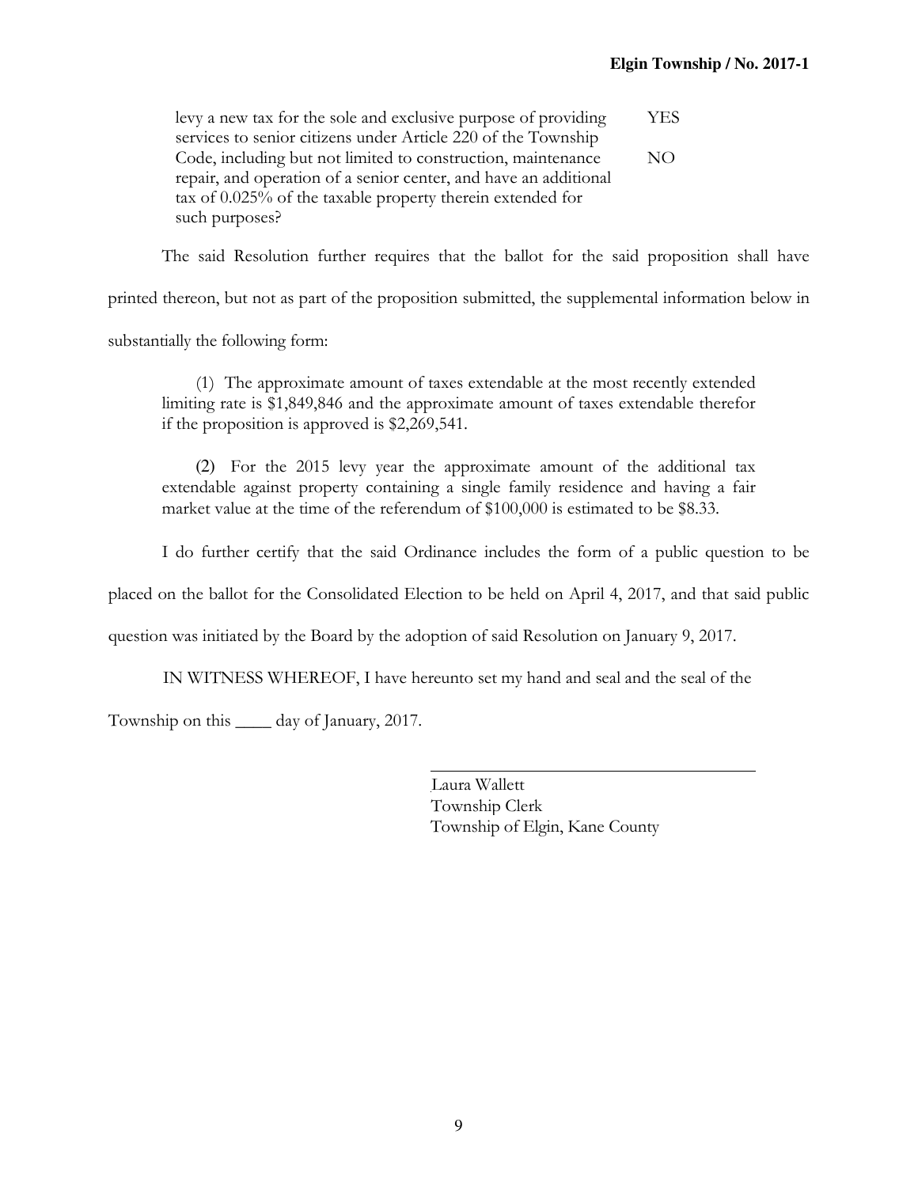| | |
|---|---|
| levy a new tax for the sole and exclusive purpose of providing services to senior citizens under Article 220 of the Township Code, including but not limited to construction, maintenance repair, and operation of a senior center, and have an additional tax of 0.025% of the taxable property therein extended for such purposes? | YES<br><br>NO |

The said Resolution further requires that the ballot for the said proposition shall have printed thereon, but not as part of the proposition submitted, the supplemental information below in substantially the following form:

> (1) The approximate amount of taxes extendable at the most recently extended limiting rate is $1,849,846 and the approximate amount of taxes extendable therefor if the proposition is approved is $2,269,541.
>
> (2) For the 2015 levy year the approximate amount of the additional tax extendable against property containing a single family residence and having a fair market value at the time of the referendum of $100,000 is estimated to be $8.33.

I do further certify that the said Ordinance includes the form of a public question to be placed on the ballot for the Consolidated Election to be held on April 4, 2017, and that said public question was initiated by the Board by the adoption of said Resolution on January 9, 2017.

IN WITNESS WHEREOF, I have hereunto set my hand and seal and the seal of the Township on this ____ day of January, 2017.

\_\_\_\_\_\_\_\_\_\_\_\_\_\_\_\_\_\_\_\_\_\_\_\_\_\_\_\_\_\_\_\_\_\_\_\_\_\_\_\_

Laura Wallett
Township Clerk
Township of Elgin, Kane County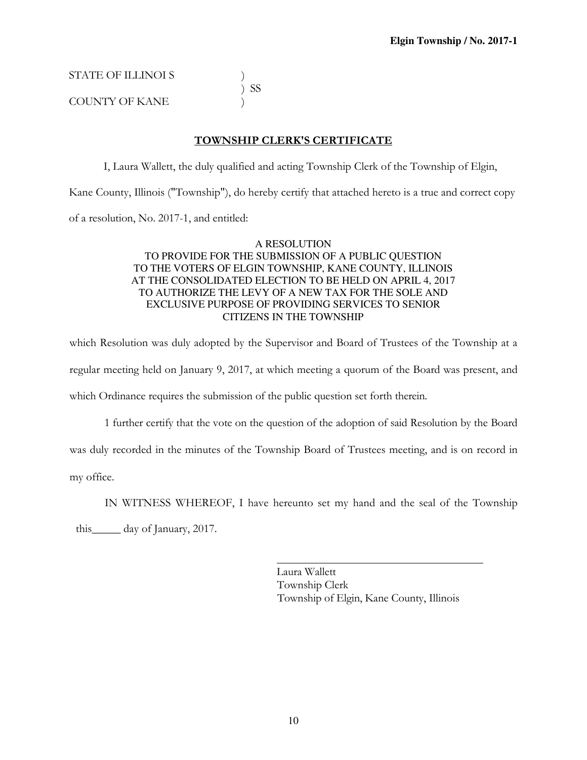STATE OF ILLINOI S )
) SS
COUNTY OF KANE )

## TOWNSHIP CLERK'S CERTIFICATE

I, Laura Wallett, the duly qualified and acting Township Clerk of the Township of Elgin, Kane County, Illinois ("Township"), do hereby certify that attached hereto is a true and correct copy of a resolution, No. 2017-1, and entitled:

A RESOLUTION
TO PROVIDE FOR THE SUBMISSION OF A PUBLIC QUESTION
TO THE VOTERS OF ELGIN TOWNSHIP, KANE COUNTY, ILLINOIS
AT THE CONSOLIDATED ELECTION TO BE HELD ON APRIL 4, 2017
TO AUTHORIZE THE LEVY OF A NEW TAX FOR THE SOLE AND
EXCLUSIVE PURPOSE OF PROVIDING SERVICES TO SENIOR
CITIZENS IN THE TOWNSHIP

which Resolution was duly adopted by the Supervisor and Board of Trustees of the Township at a regular meeting held on January 9, 2017, at which meeting a quorum of the Board was present, and which Ordinance requires the submission of the public question set forth therein.

1 further certify that the vote on the question of the adoption of said Resolution by the Board was duly recorded in the minutes of the Township Board of Trustees meeting, and is on record in my office.

IN WITNESS WHEREOF, I have hereunto set my hand and the seal of the Township this_____ day of January, 2017.

\_\_\_\_\_\_\_\_\_\_\_\_\_\_\_\_\_\_\_\_\_\_\_\_\_\_\_\_\_\_\_\_
Laura Wallett
Township Clerk
Township of Elgin, Kane County, Illinois